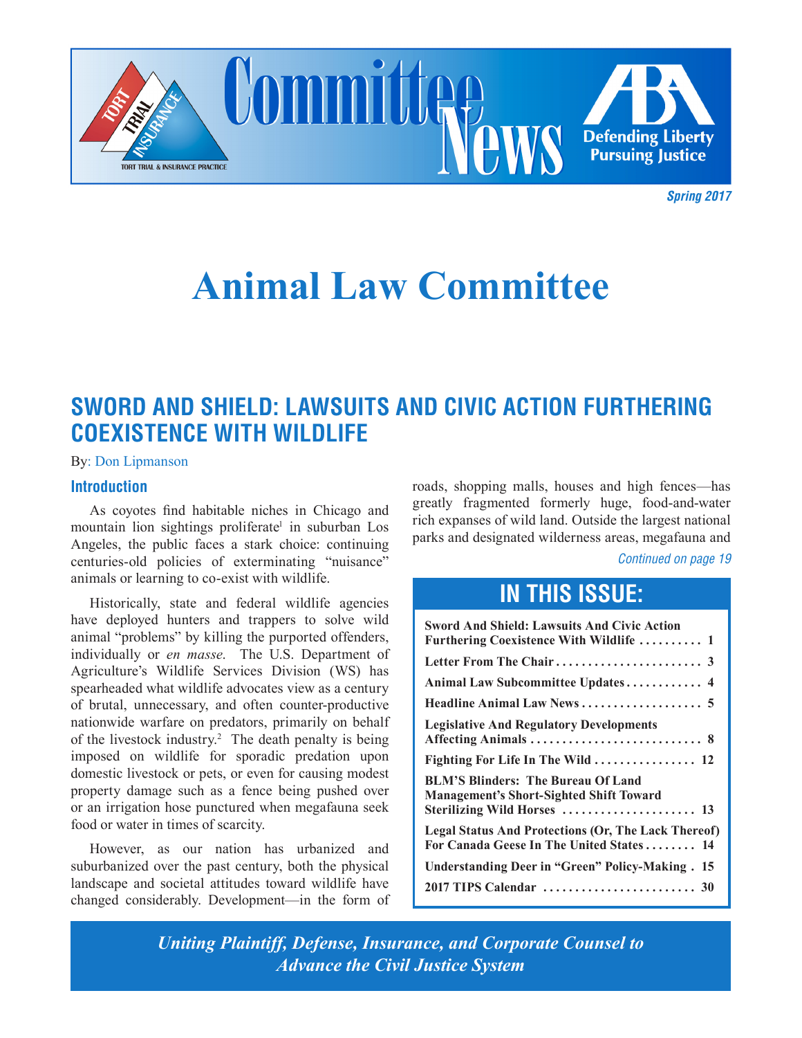# Committee News

**Defending Liberty Pursuing Justice**

TORT TRIAL & INSURANCE PRACTICE

*Spring 2017*

# Animal Law Committee

## SWORD AND SHIELD: LAWSUITS AND CIVIC ACTION FURTHERING COEXISTENCE WITH WILDLIFE

By: Don Lipmanson

### Introduction

As coyotes find habitable niches in Chicago and mountain lion sightings proliferate[1] in suburban Los Angeles, the public faces a stark choice: continuing centuries-old policies of exterminating "nuisance" animals or learning to co-exist with wildlife.

Historically, state and federal wildlife agencies have deployed hunters and trappers to solve wild animal "problems" by killing the purported offenders, individually or *en masse*. The U.S. Department of Agriculture's Wildlife Services Division (WS) has spearheaded what wildlife advocates view as a century of brutal, unnecessary, and often counter-productive nationwide warfare on predators, primarily on behalf of the livestock industry.[2] The death penalty is being imposed on wildlife for sporadic predation upon domestic livestock or pets, or even for causing modest property damage such as a fence being pushed over or an irrigation hose punctured when megafauna seek food or water in times of scarcity.

However, as our nation has urbanized and suburbanized over the past century, both the physical landscape and societal attitudes toward wildlife have changed considerably. Development—in the form of roads, shopping malls, houses and high fences—has greatly fragmented formerly huge, food-and-water rich expanses of wild land. Outside the largest national parks and designated wilderness areas, megafauna and

*Continued on page 19*

## IN THIS ISSUE:

- **Sword And Shield: Lawsuits And Civic Action Furthering Coexistence With Wildlife . . . . . . . . . . 1**
- **Letter From The Chair . . . . . . . . . . . . . . . . . . . . . . . 3**
- **Animal Law Subcommittee Updates . . . . . . . . . . . . 4**
- **Headline Animal Law News . . . . . . . . . . . . . . . . . . . 5**
- **Legislative And Regulatory Developments Affecting Animals . . . . . . . . . . . . . . . . . . . . . . . . . . . 8**
- **Fighting For Life In The Wild . . . . . . . . . . . . . . . . 12**
- **BLM'S Blinders: The Bureau Of Land Management's Short-Sighted Shift Toward Sterilizing Wild Horses . . . . . . . . . . . . . . . . . . . . . 13**
- **Legal Status And Protections (Or, The Lack Thereof) For Canada Geese In The United States . . . . . . . . 14**
- **Understanding Deer in "Green" Policy-Making . 15**
- **2017 TIPS Calendar . . . . . . . . . . . . . . . . . . . . . . . . 30**

*Uniting Plaintiff, Defense, Insurance, and Corporate Counsel to Advance the Civil Justice System*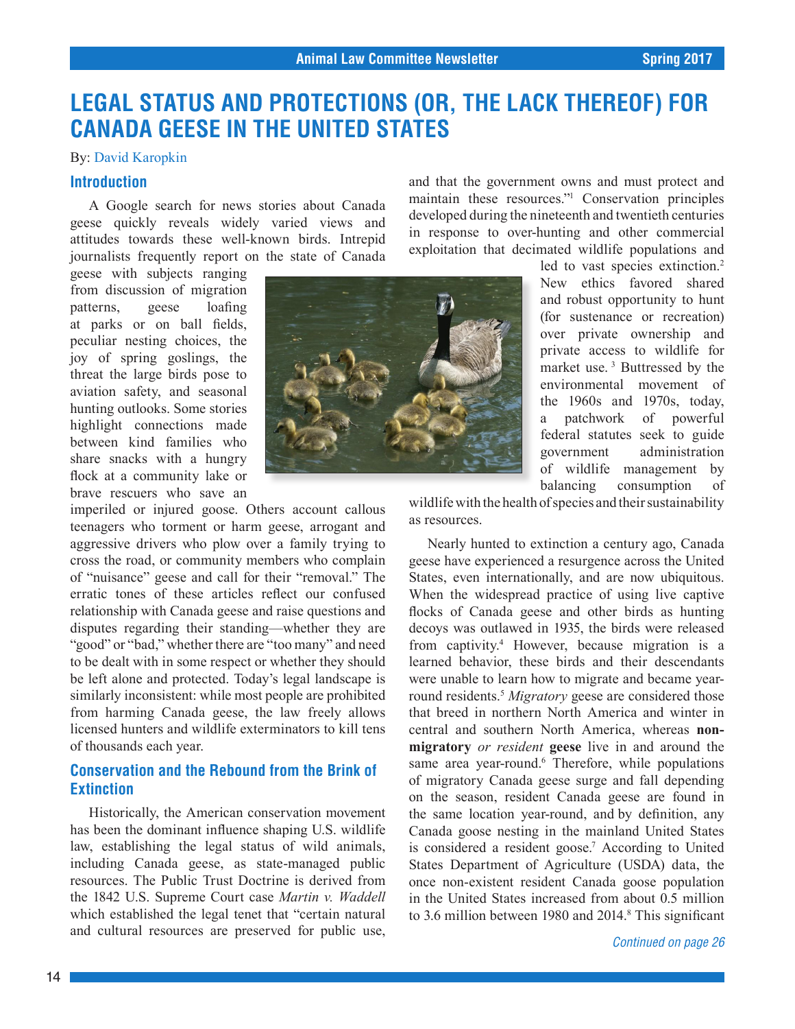# LEGAL STATUS AND PROTECTIONS (OR, THE LACK THEREOF) FOR CANADA GEESE IN THE UNITED STATES

By: David Karopkin

## Introduction

A Google search for news stories about Canada geese quickly reveals widely varied views and attitudes towards these well-known birds. Intrepid journalists frequently report on the state of Canada geese with subjects ranging from discussion of migration patterns, geese loafing at parks or on ball fields, peculiar nesting choices, the joy of spring goslings, the threat the large birds pose to aviation safety, and seasonal hunting outlooks. Some stories highlight connections made between kind families who share snacks with a hungry flock at a community lake or brave rescuers who save an imperiled or injured goose. Others account callous teenagers who torment or harm geese, arrogant and aggressive drivers who plow over a family trying to cross the road, or community members who complain of "nuisance" geese and call for their "removal." The erratic tones of these articles reflect our confused relationship with Canada geese and raise questions and disputes regarding their standing—whether they are "good" or "bad," whether there are "too many" and need to be dealt with in some respect or whether they should be left alone and protected. Today's legal landscape is similarly inconsistent: while most people are prohibited from harming Canada geese, the law freely allows licensed hunters and wildlife exterminators to kill tens of thousands each year.

## Conservation and the Rebound from the Brink of Extinction

Historically, the American conservation movement has been the dominant influence shaping U.S. wildlife law, establishing the legal status of wild animals, including Canada geese, as state-managed public resources. The Public Trust Doctrine is derived from the 1842 U.S. Supreme Court case *Martin v. Waddell* which established the legal tenet that "certain natural and cultural resources are preserved for public use, and that the government owns and must protect and maintain these resources."[1] Conservation principles developed during the nineteenth and twentieth centuries in response to over-hunting and other commercial exploitation that decimated wildlife populations and led to vast species extinction.[2] New ethics favored shared and robust opportunity to hunt (for sustenance or recreation) over private ownership and private access to wildlife for market use.[3] Buttressed by the environmental movement of the 1960s and 1970s, today, a patchwork of powerful federal statutes seek to guide government administration of wildlife management by balancing consumption of wildlife with the health of species and their sustainability as resources.

Nearly hunted to extinction a century ago, Canada geese have experienced a resurgence across the United States, even internationally, and are now ubiquitous. When the widespread practice of using live captive flocks of Canada geese and other birds as hunting decoys was outlawed in 1935, the birds were released from captivity.[4] However, because migration is a learned behavior, these birds and their descendants were unable to learn how to migrate and became year-round residents.[5] *Migratory* geese are considered those that breed in northern North America and winter in central and southern North America, whereas **non-migratory** *or resident* **geese** live in and around the same area year-round.[6] Therefore, while populations of migratory Canada geese surge and fall depending on the season, resident Canada geese are found in the same location year-round, and by definition, any Canada goose nesting in the mainland United States is considered a resident goose.[7] According to United States Department of Agriculture (USDA) data, the once non-existent resident Canada goose population in the United States increased from about 0.5 million to 3.6 million between 1980 and 2014.[8] This significant

*Continued on page 26*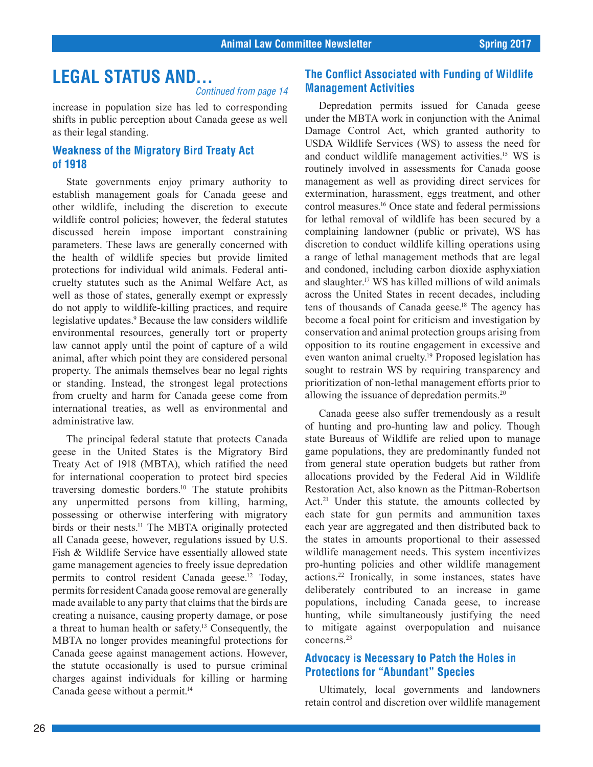# LEGAL STATUS AND...

*Continued from page 14*

increase in population size has led to corresponding shifts in public perception about Canada geese as well as their legal standing.

## Weakness of the Migratory Bird Treaty Act of 1918

State governments enjoy primary authority to establish management goals for Canada geese and other wildlife, including the discretion to execute wildlife control policies; however, the federal statutes discussed herein impose important constraining parameters. These laws are generally concerned with the health of wildlife species but provide limited protections for individual wild animals. Federal anti-cruelty statutes such as the Animal Welfare Act, as well as those of states, generally exempt or expressly do not apply to wildlife-killing practices, and require legislative updates.[9] Because the law considers wildlife environmental resources, generally tort or property law cannot apply until the point of capture of a wild animal, after which point they are considered personal property. The animals themselves bear no legal rights or standing. Instead, the strongest legal protections from cruelty and harm for Canada geese come from international treaties, as well as environmental and administrative law.

The principal federal statute that protects Canada geese in the United States is the Migratory Bird Treaty Act of 1918 (MBTA), which ratified the need for international cooperation to protect bird species traversing domestic borders.[10] The statute prohibits any unpermitted persons from killing, harming, possessing or otherwise interfering with migratory birds or their nests.[11] The MBTA originally protected all Canada geese, however, regulations issued by U.S. Fish & Wildlife Service have essentially allowed state game management agencies to freely issue depredation permits to control resident Canada geese.[12] Today, permits for resident Canada goose removal are generally made available to any party that claims that the birds are creating a nuisance, causing property damage, or pose a threat to human health or safety.[13] Consequently, the MBTA no longer provides meaningful protections for Canada geese against management actions. However, the statute occasionally is used to pursue criminal charges against individuals for killing or harming Canada geese without a permit.[14]

## The Conflict Associated with Funding of Wildlife Management Activities

Depredation permits issued for Canada geese under the MBTA work in conjunction with the Animal Damage Control Act, which granted authority to USDA Wildlife Services (WS) to assess the need for and conduct wildlife management activities.[15] WS is routinely involved in assessments for Canada goose management as well as providing direct services for extermination, harassment, eggs treatment, and other control measures.[16] Once state and federal permissions for lethal removal of wildlife has been secured by a complaining landowner (public or private), WS has discretion to conduct wildlife killing operations using a range of lethal management methods that are legal and condoned, including carbon dioxide asphyxiation and slaughter.[17] WS has killed millions of wild animals across the United States in recent decades, including tens of thousands of Canada geese.[18] The agency has become a focal point for criticism and investigation by conservation and animal protection groups arising from opposition to its routine engagement in excessive and even wanton animal cruelty.[19] Proposed legislation has sought to restrain WS by requiring transparency and prioritization of non-lethal management efforts prior to allowing the issuance of depredation permits.[20]

Canada geese also suffer tremendously as a result of hunting and pro-hunting law and policy. Though state Bureaus of Wildlife are relied upon to manage game populations, they are predominantly funded not from general state operation budgets but rather from allocations provided by the Federal Aid in Wildlife Restoration Act, also known as the Pittman-Robertson Act.[21] Under this statute, the amounts collected by each state for gun permits and ammunition taxes each year are aggregated and then distributed back to the states in amounts proportional to their assessed wildlife management needs. This system incentivizes pro-hunting policies and other wildlife management actions.[22] Ironically, in some instances, states have deliberately contributed to an increase in game populations, including Canada geese, to increase hunting, while simultaneously justifying the need to mitigate against overpopulation and nuisance concerns.[23]

## Advocacy is Necessary to Patch the Holes in Protections for "Abundant" Species

Ultimately, local governments and landowners retain control and discretion over wildlife management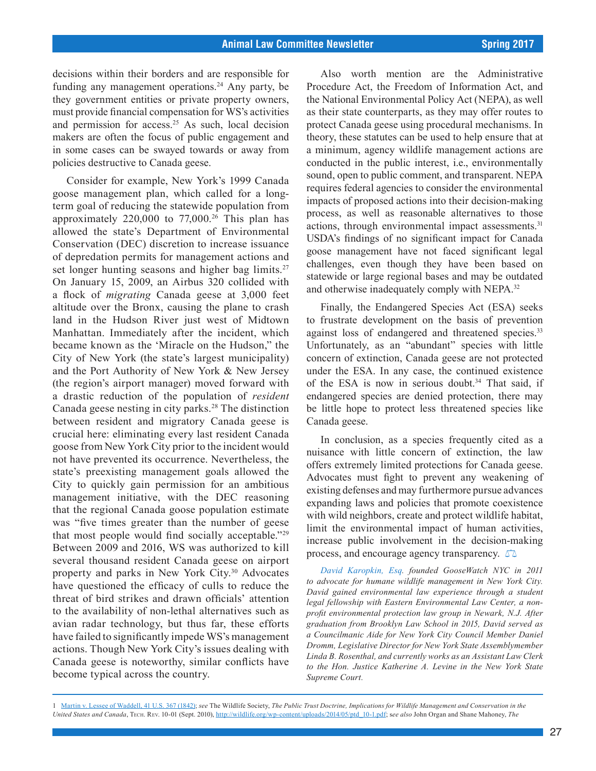decisions within their borders and are responsible for funding any management operations.[24] Any party, be they government entities or private property owners, must provide financial compensation for WS's activities and permission for access.[25] As such, local decision makers are often the focus of public engagement and in some cases can be swayed towards or away from policies destructive to Canada geese.

Consider for example, New York's 1999 Canada goose management plan, which called for a long-term goal of reducing the statewide population from approximately 220,000 to 77,000.[26] This plan has allowed the state's Department of Environmental Conservation (DEC) discretion to increase issuance of depredation permits for management actions and set longer hunting seasons and higher bag limits.[27] On January 15, 2009, an Airbus 320 collided with a flock of *migrating* Canada geese at 3,000 feet altitude over the Bronx, causing the plane to crash land in the Hudson River just west of Midtown Manhattan. Immediately after the incident, which became known as the 'Miracle on the Hudson," the City of New York (the state's largest municipality) and the Port Authority of New York & New Jersey (the region's airport manager) moved forward with a drastic reduction of the population of *resident* Canada geese nesting in city parks.[28] The distinction between resident and migratory Canada geese is crucial here: eliminating every last resident Canada goose from New York City prior to the incident would not have prevented its occurrence. Nevertheless, the state's preexisting management goals allowed the City to quickly gain permission for an ambitious management initiative, with the DEC reasoning that the regional Canada goose population estimate was "five times greater than the number of geese that most people would find socially acceptable."[29] Between 2009 and 2016, WS was authorized to kill several thousand resident Canada geese on airport property and parks in New York City.[30] Advocates have questioned the efficacy of culls to reduce the threat of bird strikes and drawn officials' attention to the availability of non-lethal alternatives such as avian radar technology, but thus far, these efforts have failed to significantly impede WS's management actions. Though New York City's issues dealing with Canada geese is noteworthy, similar conflicts have become typical across the country.

Also worth mention are the Administrative Procedure Act, the Freedom of Information Act, and the National Environmental Policy Act (NEPA), as well as their state counterparts, as they may offer routes to protect Canada geese using procedural mechanisms. In theory, these statutes can be used to help ensure that at a minimum, agency wildlife management actions are conducted in the public interest, i.e., environmentally sound, open to public comment, and transparent. NEPA requires federal agencies to consider the environmental impacts of proposed actions into their decision-making process, as well as reasonable alternatives to those actions, through environmental impact assessments.[31] USDA's findings of no significant impact for Canada goose management have not faced significant legal challenges, even though they have been based on statewide or large regional bases and may be outdated and otherwise inadequately comply with NEPA.[32]

Finally, the Endangered Species Act (ESA) seeks to frustrate development on the basis of prevention against loss of endangered and threatened species.[33] Unfortunately, as an "abundant" species with little concern of extinction, Canada geese are not protected under the ESA. In any case, the continued existence of the ESA is now in serious doubt.[34] That said, if endangered species are denied protection, there may be little hope to protect less threatened species like Canada geese.

In conclusion, as a species frequently cited as a nuisance with little concern of extinction, the law offers extremely limited protections for Canada geese. Advocates must fight to prevent any weakening of existing defenses and may furthermore pursue advances expanding laws and policies that promote coexistence with wild neighbors, create and protect wildlife habitat, limit the environmental impact of human activities, increase public involvement in the decision-making process, and encourage agency transparency.

*David Karopkin, Esq. founded GooseWatch NYC in 2011 to advocate for humane wildlife management in New York City. David gained environmental law experience through a student legal fellowship with Eastern Environmental Law Center, a non-profit environmental protection law group in Newark, N.J. After graduation from Brooklyn Law School in 2015, David served as a Councilmanic Aide for New York City Council Member Daniel Dromm, Legislative Director for New York State Assemblymember Linda B. Rosenthal, and currently works as an Assistant Law Clerk to the Hon. Justice Katherine A. Levine in the New York State Supreme Court.*

---

1 Martin v. Lessee of Waddell, 41 U.S. 367 (1842); *see* The Wildlife Society, *The Public Trust Doctrine, Implications for Wildlife Management and Conservation in the United States and Canada*, Tech. Rev. 10-01 (Sept. 2010), http://wildlife.org/wp-content/uploads/2014/05/ptd_10-1.pdf; *see also* John Organ and Shane Mahoney, *The*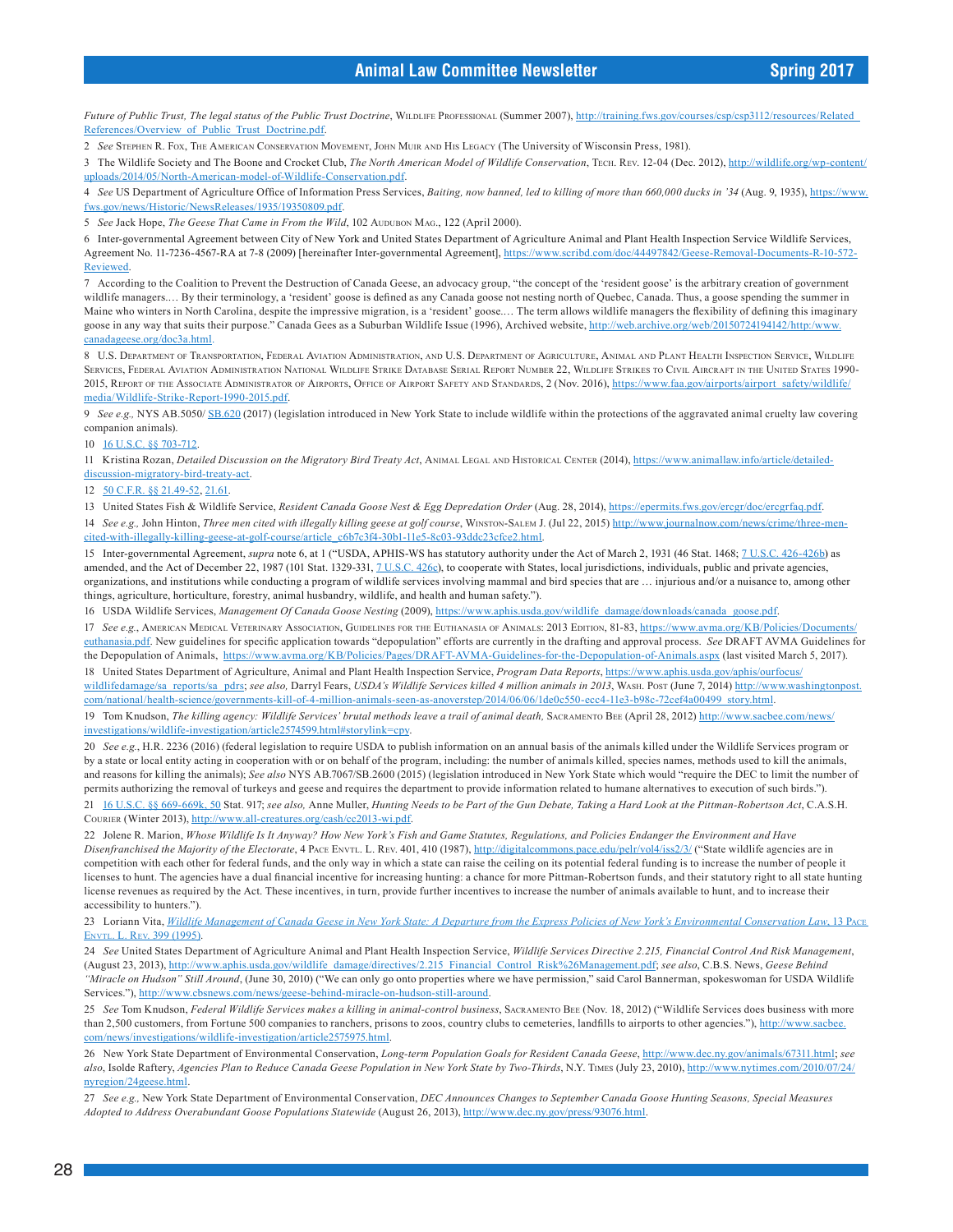*Future of Public Trust, The legal status of the Public Trust Doctrine*, Wildlife Professional (Summer 2007), http://training.fws.gov/courses/csp/csp3112/resources/Related_References/Overview_of_Public_Trust_Doctrine.pdf.

2 *See* Stephen R. Fox, The American Conservation Movement, John Muir and His Legacy (The University of Wisconsin Press, 1981).

3 The Wildlife Society and The Boone and Crocket Club, *The North American Model of Wildlife Conservation*, Tech. Rev. 12-04 (Dec. 2012), http://wildlife.org/wp-content/uploads/2014/05/North-American-model-of-Wildlife-Conservation.pdf.

4 *See* US Department of Agriculture Office of Information Press Services, *Baiting, now banned, led to killing of more than 660,000 ducks in '34* (Aug. 9, 1935), https://www.fws.gov/news/Historic/NewsReleases/1935/19350809.pdf.

5 *See* Jack Hope, *The Geese That Came in From the Wild*, 102 Audubon Mag., 122 (April 2000).

6 Inter-governmental Agreement between City of New York and United States Department of Agriculture Animal and Plant Health Inspection Service Wildlife Services, Agreement No. 11-7236-4567-RA at 7-8 (2009) [hereinafter Inter-governmental Agreement], https://www.scribd.com/doc/44497842/Geese-Removal-Documents-R-10-572-Reviewed.

7 According to the Coalition to Prevent the Destruction of Canada Geese, an advocacy group, "the concept of the 'resident goose' is the arbitrary creation of government wildlife managers.… By their terminology, a 'resident' goose is defined as any Canada goose not nesting north of Quebec, Canada. Thus, a goose spending the summer in Maine who winters in North Carolina, despite the impressive migration, is a 'resident' goose.… The term allows wildlife managers the flexibility of defining this imaginary goose in any way that suits their purpose." Canada Gees as a Suburban Wildlife Issue (1996), Archived website, http://web.archive.org/web/20150724194142/http:/www.canadageese.org/doc3a.html.

8 U.S. Department of Transportation, Federal Aviation Administration, and U.S. Department of Agriculture, Animal and Plant Health Inspection Service, Wildlife Services, Federal Aviation Administration National Wildlife Strike Database Serial Report Number 22, Wildlife Strikes to Civil Aircraft in the United States 1990-2015, Report of the Associate Administrator of Airports, Office of Airport Safety and Standards, 2 (Nov. 2016), https://www.faa.gov/airports/airport_safety/wildlife/media/Wildlife-Strike-Report-1990-2015.pdf.

9 *See e.g.,* NYS AB.5050/ SB.620 (2017) (legislation introduced in New York State to include wildlife within the protections of the aggravated animal cruelty law covering companion animals).

10 16 U.S.C. §§ 703-712.

11 Kristina Rozan, *Detailed Discussion on the Migratory Bird Treaty Act*, Animal Legal and Historical Center (2014), https://www.animallaw.info/article/detailed-discussion-migratory-bird-treaty-act.

12 50 C.F.R. §§ 21.49-52, 21.61.

13 United States Fish & Wildlife Service, *Resident Canada Goose Nest & Egg Depredation Order* (Aug. 28, 2014), https://epermits.fws.gov/ercgr/doc/ercgrfaq.pdf.

14 *See e.g.,* John Hinton, *Three men cited with illegally killing geese at golf course*, Winston-Salem J. (Jul 22, 2015) http://www.journalnow.com/news/crime/three-men-cited-with-illegally-killing-geese-at-golf-course/article_c6b7c3f4-30b1-11e5-8c03-93ddc23cfce2.html.

15 Inter-governmental Agreement, *supra* note 6, at 1 ("USDA, APHIS-WS has statutory authority under the Act of March 2, 1931 (46 Stat. 1468; 7 U.S.C. 426-426b) as amended, and the Act of December 22, 1987 (101 Stat. 1329-331, 7 U.S.C. 426c), to cooperate with States, local jurisdictions, individuals, public and private agencies, organizations, and institutions while conducting a program of wildlife services involving mammal and bird species that are … injurious and/or a nuisance to, among other things, agriculture, horticulture, forestry, animal husbandry, wildlife, and health and human safety.").

16 USDA Wildlife Services, *Management Of Canada Goose Nesting* (2009), https://www.aphis.usda.gov/wildlife_damage/downloads/canada_goose.pdf.

17 *See e.g.,* American Medical Veterinary Association, Guidelines for the Euthanasia of Animals: 2013 Edition, 81-83, https://www.avma.org/KB/Policies/Documents/euthanasia.pdf. New guidelines for specific application towards "depopulation" efforts are currently in the drafting and approval process. *See* DRAFT AVMA Guidelines for the Depopulation of Animals, https://www.avma.org/KB/Policies/Pages/DRAFT-AVMA-Guidelines-for-the-Depopulation-of-Animals.aspx (last visited March 5, 2017).

18 United States Department of Agriculture, Animal and Plant Health Inspection Service, *Program Data Reports*, https://www.aphis.usda.gov/aphis/ourfocus/wildlifedamage/sa_reports/sa_pdrs; *see also,* Darryl Fears, *USDA's Wildlife Services killed 4 million animals in 2013*, Wash. Post (June 7, 2014) http://www.washingtonpost.com/national/health-science/governments-kill-of-4-million-animals-seen-as-anoverstep/2014/06/06/1de0c550-ecc4-11e3-b98c-72cef4a00499_story.html.

19 Tom Knudson, *The killing agency: Wildlife Services' brutal methods leave a trail of animal death,* Sacramento Bee (April 28, 2012) http://www.sacbee.com/news/investigations/wildlife-investigation/article2574599.html#storylink=cpy.

20 *See e.g.,* H.R. 2236 (2016) (federal legislation to require USDA to publish information on an annual basis of the animals killed under the Wildlife Services program or by a state or local entity acting in cooperation with or on behalf of the program, including: the number of animals killed, species names, methods used to kill the animals, and reasons for killing the animals); *See also* NYS AB.7067/SB.2600 (2015) (legislation introduced in New York State which would "require the DEC to limit the number of permits authorizing the removal of turkeys and geese and requires the department to provide information related to humane alternatives to execution of such birds.").

21 16 U.S.C. §§ 669-669k, 50 Stat. 917; *see also,* Anne Muller, *Hunting Needs to be Part of the Gun Debate, Taking a Hard Look at the Pittman-Robertson Act*, C.A.S.H. Courier (Winter 2013), http://www.all-creatures.org/cash/cc2013-wi.pdf.

22 Jolene R. Marion, *Whose Wildlife Is It Anyway? How New York's Fish and Game Statutes, Regulations, and Policies Endanger the Environment and Have Disenfranchised the Majority of the Electorate*, 4 Pace Envtl. L. Rev. 401, 410 (1987), http://digitalcommons.pace.edu/pelr/vol4/iss2/3/ ("State wildlife agencies are in competition with each other for federal funds, and the only way in which a state can raise the ceiling on its potential federal funding is to increase the number of people it licenses to hunt. The agencies have a dual financial incentive for increasing hunting: a chance for more Pittman-Robertson funds, and their statutory right to all state hunting license revenues as required by the Act. These incentives, in turn, provide further incentives to increase the number of animals available to hunt, and to increase their accessibility to hunters.").

23 Loriann Vita, *Wildlife Management of Canada Geese in New York State: A Departure from the Express Policies of New York's Environmental Conservation Law*, 13 Pace Envtl. L. Rev. 399 (1995).

24 *See* United States Department of Agriculture Animal and Plant Health Inspection Service, *Wildlife Services Directive 2.215, Financial Control And Risk Management*, (August 23, 2013), http://www.aphis.usda.gov/wildlife_damage/directives/2.215_Financial_Control_Risk%26Management.pdf; *see also*, C.B.S. News, *Geese Behind "Miracle on Hudson" Still Around*, (June 30, 2010) ("We can only go onto properties where we have permission," said Carol Bannerman, spokeswoman for USDA Wildlife Services."), http://www.cbsnews.com/news/geese-behind-miracle-on-hudson-still-around.

25 *See* Tom Knudson, *Federal Wildlife Services makes a killing in animal-control business*, Sacramento Bee (Nov. 18, 2012) ("Wildlife Services does business with more than 2,500 customers, from Fortune 500 companies to ranchers, prisons to zoos, country clubs to cemeteries, landfills to airports to other agencies."), http://www.sacbee.com/news/investigations/wildlife-investigation/article2575975.html.

26 New York State Department of Environmental Conservation, *Long-term Population Goals for Resident Canada Geese*, http://www.dec.ny.gov/animals/67311.html; *see also*, Isolde Raftery, *Agencies Plan to Reduce Canada Geese Population in New York State by Two-Thirds*, N.Y. Times (July 23, 2010), http://www.nytimes.com/2010/07/24/nyregion/24geese.html.

27 *See e.g.,* New York State Department of Environmental Conservation, *DEC Announces Changes to September Canada Goose Hunting Seasons, Special Measures Adopted to Address Overabundant Goose Populations Statewide* (August 26, 2013), http://www.dec.ny.gov/press/93076.html.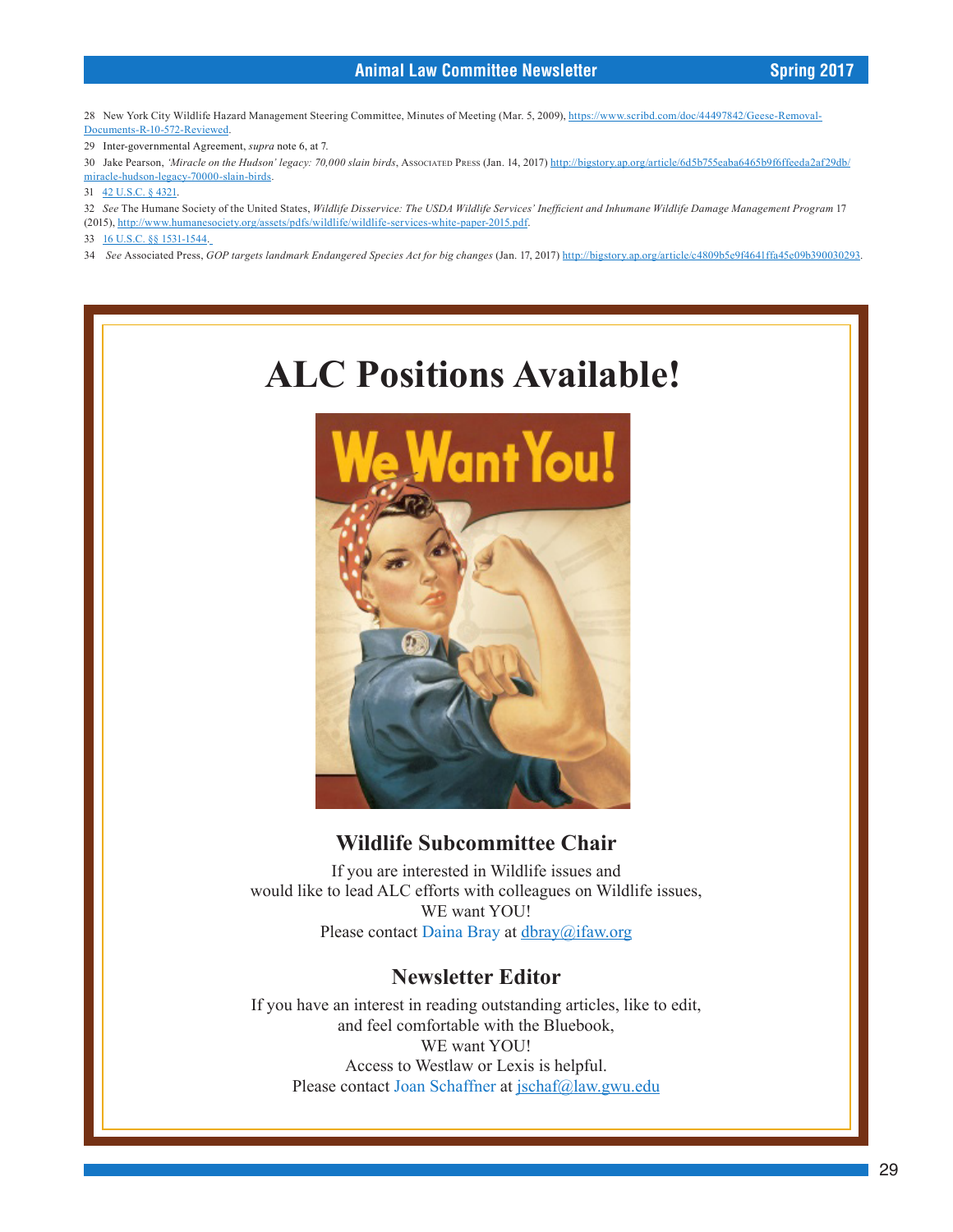28 New York City Wildlife Hazard Management Steering Committee, Minutes of Meeting (Mar. 5, 2009), https://www.scribd.com/doc/44497842/Geese-Removal-Documents-R-10-572-Reviewed.

29 Inter-governmental Agreement, *supra* note 6, at 7.

30 Jake Pearson, *'Miracle on the Hudson' legacy: 70,000 slain birds*, Associated Press (Jan. 14, 2017) http://bigstory.ap.org/article/6d5b755eaba6465b9f6ffeeda2af29db/miracle-hudson-legacy-70000-slain-birds.

31 42 U.S.C. § 4321.

32 *See* The Humane Society of the United States, *Wildlife Disservice: The USDA Wildlife Services' Inefficient and Inhumane Wildlife Damage Management Program* 17 (2015), http://www.humanesociety.org/assets/pdfs/wildlife/wildlife-services-white-paper-2015.pdf.

33 16 U.S.C. §§ 1531-1544.

34 *See* Associated Press, *GOP targets landmark Endangered Species Act for big changes* (Jan. 17, 2017) http://bigstory.ap.org/article/c4809b5e9f4641ffa45e09b390030293.

# ALC Positions Available!

We Want You!

## Wildlife Subcommittee Chair

If you are interested in Wildlife issues and
would like to lead ALC efforts with colleagues on Wildlife issues,
WE want YOU!
Please contact Daina Bray at dbray@ifaw.org

## Newsletter Editor

If you have an interest in reading outstanding articles, like to edit,
and feel comfortable with the Bluebook,
WE want YOU!
Access to Westlaw or Lexis is helpful.
Please contact Joan Schaffner at jschaf@law.gwu.edu